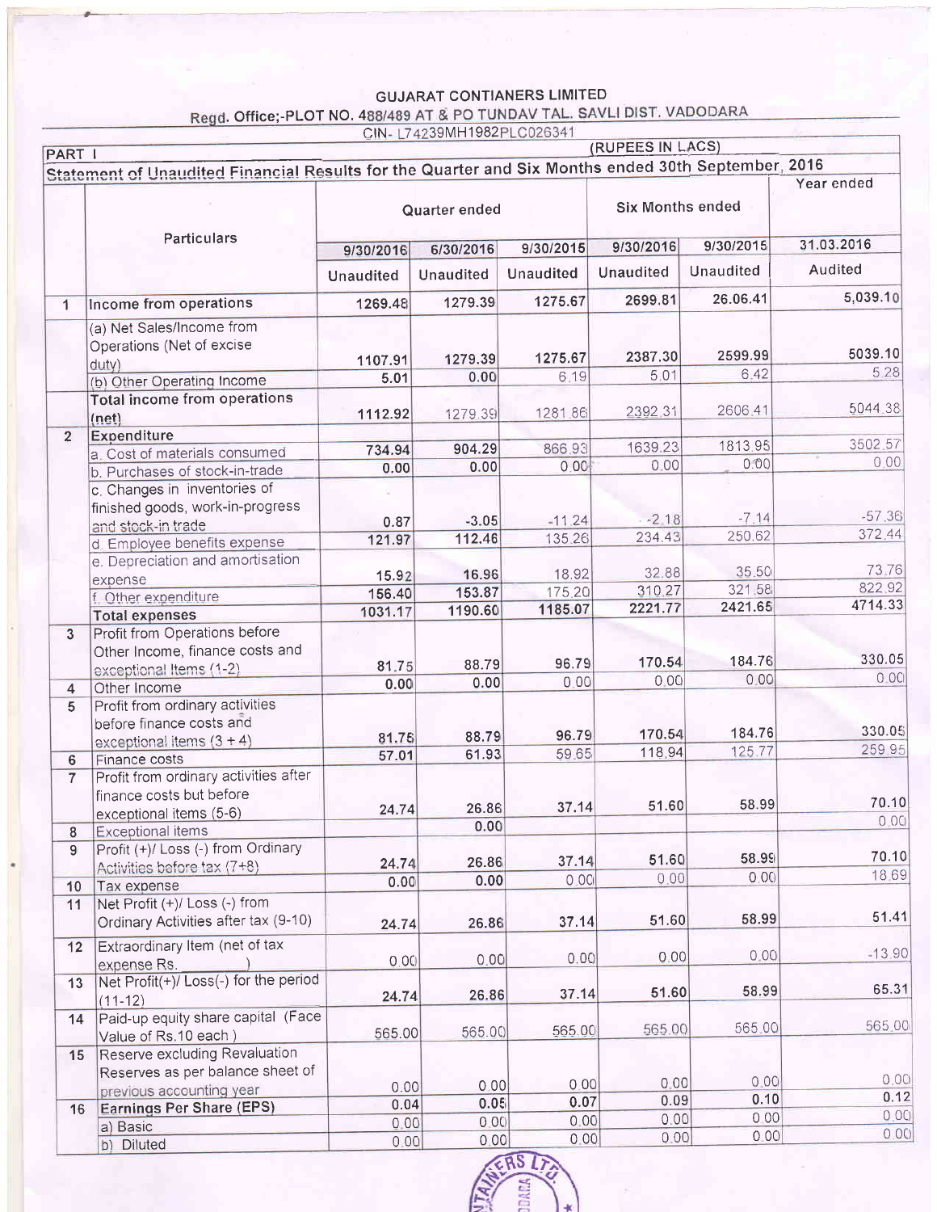# GUJARAT CONTIANERS LIMITED

## Regd. Office;-PLOT NO. 488/489 AT & PO TUNDAV TAL. SAVLI DIST. VADODARA

CIN- L74239MH1982PLC026341

PART I (RUPEES IN LACS)

### Statement of Unaudited Financial Results for the Quarter and Six Months ended 30th September, 2016

| | Particulars | Quarter ended | | | Six Months ended | | Year ended |
|---|---|---|---|---|---|---|---|
| | | 9/30/2016 | 6/30/2016 | 9/30/2015 | 9/30/2016 | 9/30/2015 | 31.03.2016 |
| | | Unaudited | Unaudited | Unaudited | Unaudited | Unaudited | Audited |
| 1 | Income from operations | 1269.48 | 1279.39 | 1275.67 | 2699.81 | 26.06.41 | 5,039.10 |
| | (a) Net Sales/Income from Operations (Net of excise duty) | 1107.91 | 1279.39 | 1275.67 | 2387.30 | 2599.99 | 5039.10 |
| | (b) Other Operating Income | 5.01 | 0.00 | 6.19 | 5.01 | 6.42 | 5.28 |
| | **Total income from operations (net)** | 1112.92 | 1279.39 | 1281.86 | 2392.31 | 2606.41 | 5044.38 |
| 2 | **Expenditure** | | | | | | |
| | a. Cost of materials consumed | 734.94 | 904.29 | 866.93 | 1639.23 | 1813.95 | 3502.57 |
| | b. Purchases of stock-in-trade | 0.00 | 0.00 | 0.00 | 0.00 | 0.00 | 0.00 |
| | c. Changes in inventories of finished goods, work-in-progress and stock-in trade | 0.87 | -3.05 | -11.24 | -2.18 | -7.14 | -57.36 |
| | d. Employee benefits expense | 121.97 | 112.46 | 135.26 | 234.43 | 250.62 | 372.44 |
| | e. Depreciation and amortisation expense | 15.92 | 16.96 | 18.92 | 32.88 | 35.50 | 73.76 |
| | f. Other expenditure | 156.40 | 153.87 | 175.20 | 310.27 | 321.58 | 822.92 |
| | **Total expenses** | 1031.17 | 1190.60 | 1185.07 | 2221.77 | 2421.65 | 4714.33 |
| 3 | Profit from Operations before Other Income, finance costs and exceptional Items (1-2) | 81.75 | 88.79 | 96.79 | 170.54 | 184.76 | 330.05 |
| 4 | Other Income | 0.00 | 0.00 | 0.00 | 0.00 | 0.00 | 0.00 |
| 5 | Profit from ordinary activities before finance costs and exceptional items (3 + 4) | 81.75 | 88.79 | 96.79 | 170.54 | 184.76 | 330.05 |
| 6 | Finance costs | 57.01 | 61.93 | 59.65 | 118.94 | 125.77 | 259.95 |
| 7 | Profit from ordinary activities after finance costs but before exceptional items (5-6) | 24.74 | 26.86 | 37.14 | 51.60 | 58.99 | 70.10 |
| 8 | Exceptional items | | 0.00 | | | | 0.00 |
| 9 | Profit (+)/ Loss (-) from Ordinary Activities before tax (7+8) | 24.74 | 26.86 | 37.14 | 51.60 | 58.99 | 70.10 |
| 10 | Tax expense | 0.00 | 0.00 | 0.00 | 0.00 | 0.00 | 18.69 |
| 11 | Net Profit (+)/ Loss (-) from Ordinary Activities after tax (9-10) | 24.74 | 26.86 | 37.14 | 51.60 | 58.99 | 51.41 |
| 12 | Extraordinary Item (net of tax expense Rs. ) | 0.00 | 0.00 | 0.00 | 0.00 | 0.00 | -13.90 |
| 13 | Net Profit(+)/ Loss(-) for the period (11-12) | 24.74 | 26.86 | 37.14 | 51.60 | 58.99 | 65.31 |
| 14 | Paid-up equity share capital (Face Value of Rs.10 each ) | 565.00 | 565.00 | 565.00 | 565.00 | 565.00 | 565.00 |
| 15 | Reserve excluding Revaluation Reserves as per balance sheet of previous accounting year | 0.00 | 0.00 | 0.00 | 0.00 | 0.00 | 0.00 |
| 16 | **Earnings Per Share (EPS)** | 0.04 | 0.05 | 0.07 | 0.09 | 0.10 | 0.12 |
| | a) Basic | 0.00 | 0.00 | 0.00 | 0.00 | 0.00 | 0.00 |
| | b) Diluted | 0.00 | 0.00 | 0.00 | 0.00 | 0.00 | 0.00 |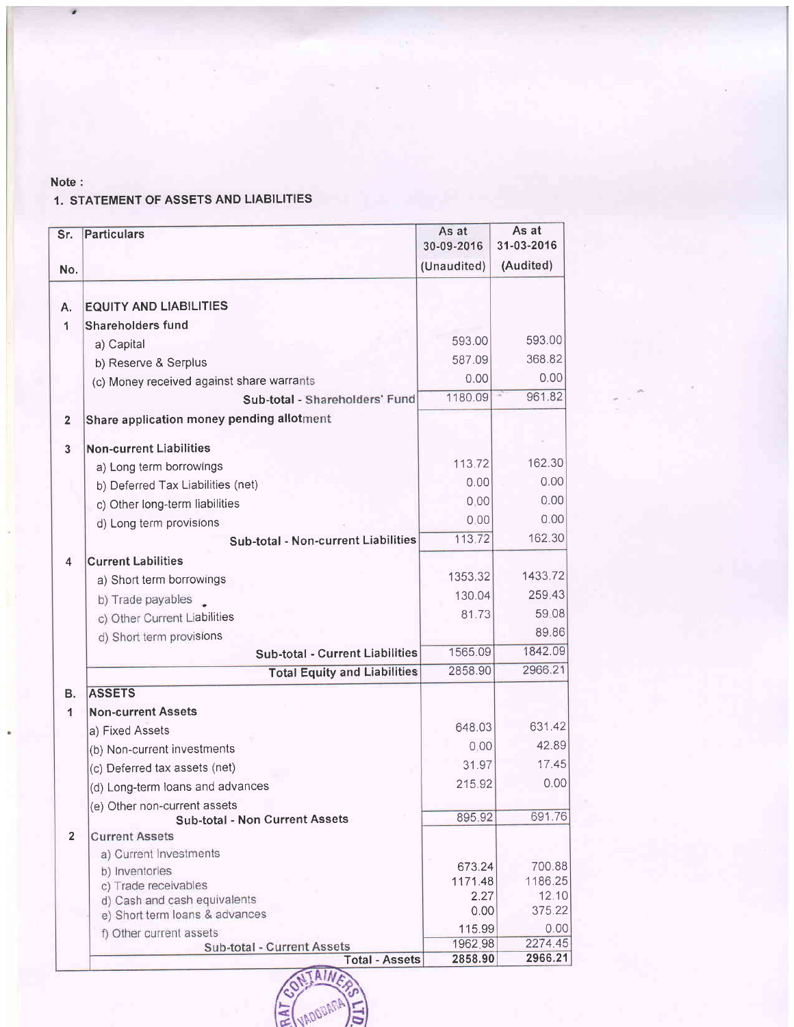Note :

## 1. STATEMENT OF ASSETS AND LIABILITIES

| Sr. No. | Particulars | As at 30-09-2016 (Unaudited) | As at 31-03-2016 (Audited) |
|---|---|---|---|
| **A.** | **EQUITY AND LIABILITIES** | | |
| **1** | **Shareholders fund** | | |
| | a) Capital | 593.00 | 593.00 |
| | b) Reserve & Serplus | 587.09 | 368.82 |
| | (c) Money received against share warrants | 0.00 | 0.00 |
| | **Sub-total - Shareholders' Fund** | 1180.09 | 961.82 |
| **2** | **Share application money pending allotment** | | |
| **3** | **Non-current Liabilities** | | |
| | a) Long term borrowings | 113.72 | 162.30 |
| | b) Deferred Tax Liabilities (net) | 0.00 | 0.00 |
| | c) Other long-term liabilities | 0.00 | 0.00 |
| | d) Long term provisions | 0.00 | 0.00 |
| | **Sub-total - Non-current Liabilities** | 113.72 | 162.30 |
| **4** | **Current Labilities** | | |
| | a) Short term borrowings | 1353.32 | 1433.72 |
| | b) Trade payables | 130.04 | 259.43 |
| | c) Other Current Liabilities | 81.73 | 59.08 |
| | d) Short term provisions | | 89.86 |
| | **Sub-total - Current Liabilities** | 1565.09 | 1842.09 |
| | **Total Equity and Liabilities** | 2858.90 | 2966.21 |
| **B.** | **ASSETS** | | |
| **1** | **Non-current Assets** | | |
| | a) Fixed Assets | 648.03 | 631.42 |
| | (b) Non-current investments | 0.00 | 42.89 |
| | (c) Deferred tax assets (net) | 31.97 | 17.45 |
| | (d) Long-term loans and advances | 215.92 | 0.00 |
| | (e) Other non-current assets | | |
| | **Sub-total - Non Current Assets** | 895.92 | 691.76 |
| **2** | **Current Assets** | | |
| | a) Current Investments | | |
| | b) Inventories | 673.24 | 700.88 |
| | c) Trade receivables | 1171.48 | 1186.25 |
| | d) Cash and cash equivalents | 2.27 | 12.10 |
| | e) Short term loans & advances | 0.00 | 375.22 |
| | f) Other current assets | 115.99 | 0.00 |
| | **Sub-total - Current Assets** | 1962.98 | 2274.45 |
| | **Total - Assets** | **2858.90** | **2966.21** |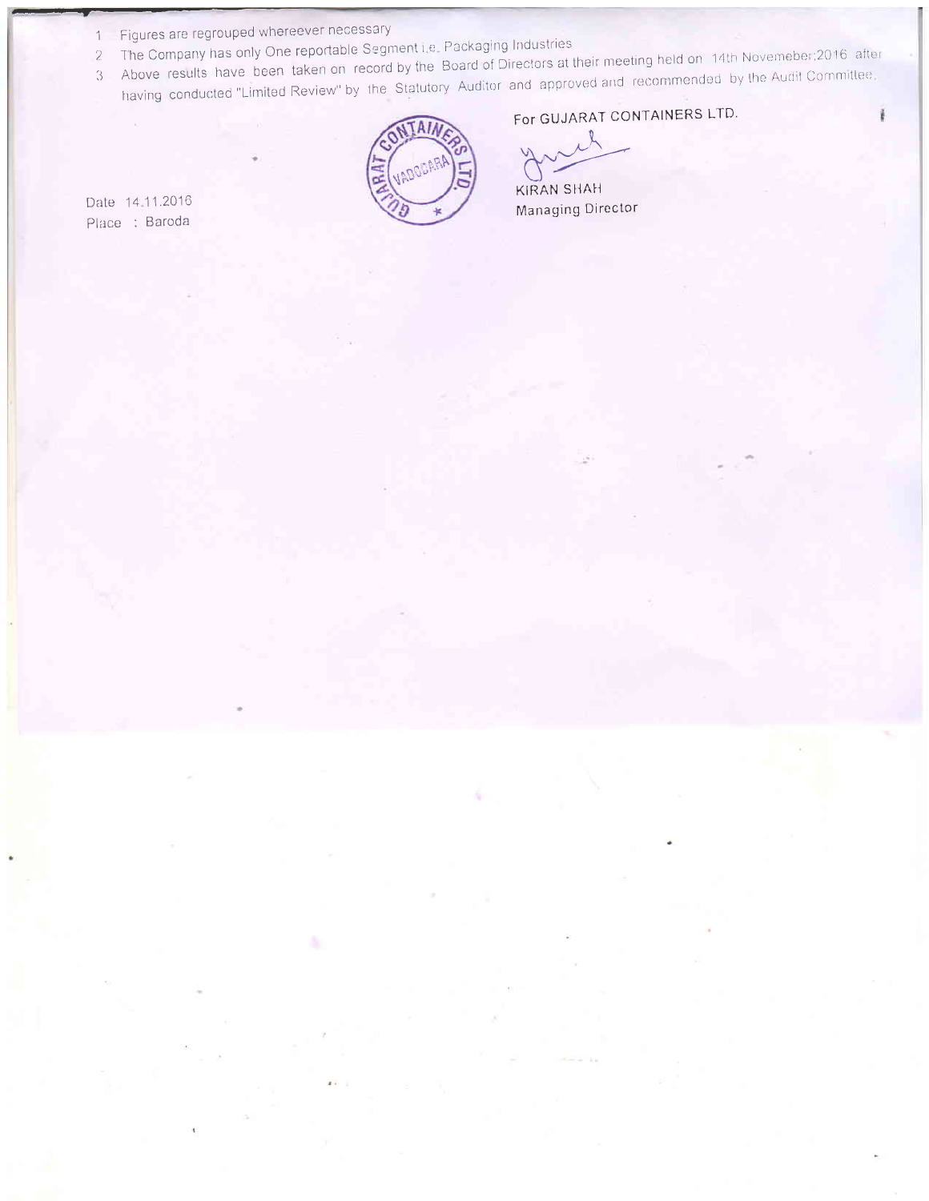1. Figures are regrouped whereever necessary
2. The Company has only One reportable Segment i.e. Packaging Industries
3. Above results have been taken on record by the Board of Directors at their meeting held on 14th Novemeber:2016 after having conducted "Limited Review" by the Statutory Auditor and approved and recommended by the Audit Committee.

For GUJARAT CONTAINERS LTD.

KIRAN SHAH
Managing Director

Date 14.11.2016
Place : Baroda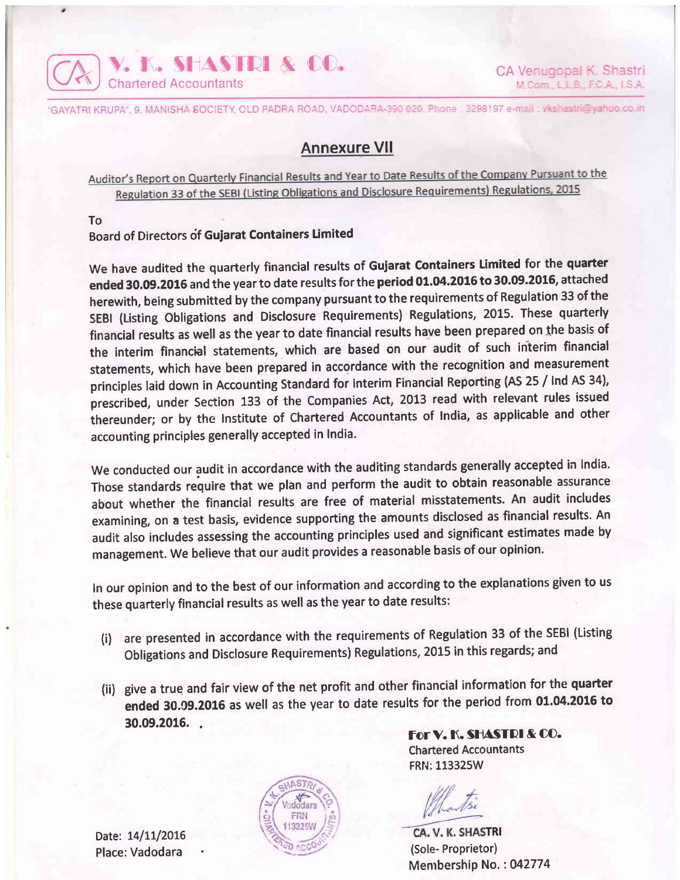**V. K. SHASTRI & CO.**
Chartered Accountants

CA Venugopal K. Shastri
M.Com., L.L.B., F.C.A., I.S.A.

"GAYATRI KRUPA", 9, MANISHA SOCIETY, OLD PADRA ROAD, VADODARA-390 020. Phone : 3298197 e-mail : vkshastri@yahoo.co.in

# Annexure VII

Auditor's Report on Quarterly Financial Results and Year to Date Results of the Company Pursuant to the Regulation 33 of the SEBI (Listing Obligations and Disclosure Requirements) Regulations, 2015

To
Board of Directors of **Gujarat Containers Limited**

We have audited the quarterly financial results of **Gujarat Containers Limited** for the **quarter ended 30.09.2016** and the year to date results for the **period 01.04.2016 to 30.09.2016,** attached herewith, being submitted by the company pursuant to the requirements of Regulation 33 of the SEBI (Listing Obligations and Disclosure Requirements) Regulations, 2015. These quarterly financial results as well as the year to date financial results have been prepared on the basis of the interim financial statements, which are based on our audit of such interim financial statements, which have been prepared in accordance with the recognition and measurement principles laid down in Accounting Standard for Interim Financial Reporting (AS 25 / Ind AS 34), prescribed, under Section 133 of the Companies Act, 2013 read with relevant rules issued thereunder; or by the Institute of Chartered Accountants of India, as applicable and other accounting principles generally accepted in India.

We conducted our audit in accordance with the auditing standards generally accepted in India. Those standards require that we plan and perform the audit to obtain reasonable assurance about whether the financial results are free of material misstatements. An audit includes examining, on a test basis, evidence supporting the amounts disclosed as financial results. An audit also includes assessing the accounting principles used and significant estimates made by management. We believe that our audit provides a reasonable basis of our opinion.

In our opinion and to the best of our information and according to the explanations given to us these quarterly financial results as well as the year to date results:

(i) are presented in accordance with the requirements of Regulation 33 of the SEBI (Listing Obligations and Disclosure Requirements) Regulations, 2015 in this regards; and

(ii) give a true and fair view of the net profit and other financial information for the **quarter ended 30.09.2016** as well as the year to date results for the period from **01.04.2016 to 30.09.2016.**

**For V. K. SHASTRI & CO.**
Chartered Accountants
FRN: 113325W

CA. V. K. SHASTRI
(Sole- Proprietor)
Membership No. : 042774

Date: 14/11/2016
Place: Vadodara